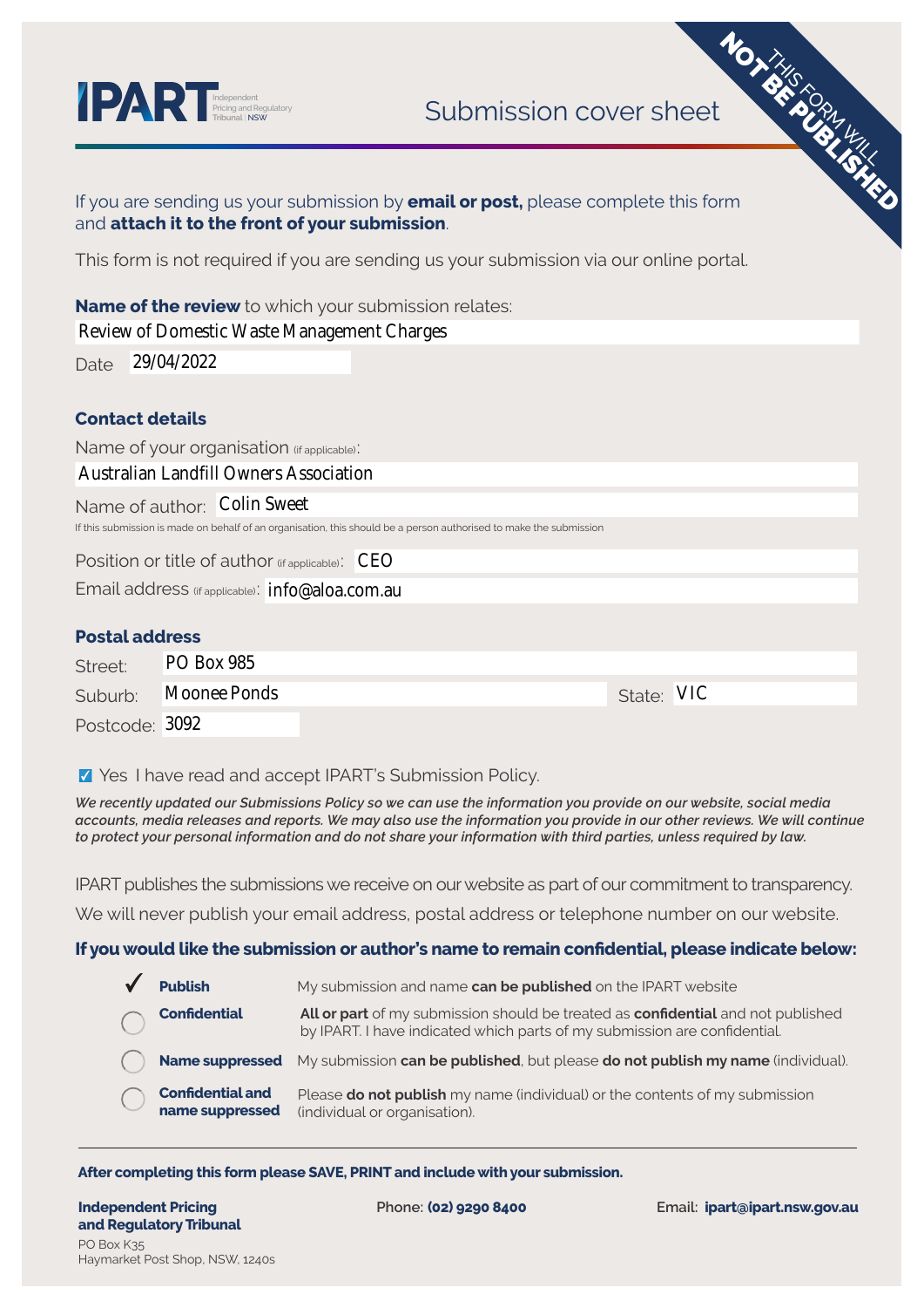IPART Independent Pricing and Regulatory Tribunal | NSW

# Submission cover sheet

THIS FORM WILL **NOT BE PUBLISHED**

If you are sending us your submission by **email or post,** please complete this form and **attach it to the front of your submission**.

This form is not required if you are sending us your submission via our online portal.

**Name of the review** to which your submission relates:
Review of Domestic Waste Management Charges

Date: 29/04/2022

## Contact details

Name of your organisation (if applicable): Australian Landfill Owners Association

Name of author: Colin Sweet

If this submission is made on behalf of an organisation, this should be a person authorised to make the submission

Position or title of author (if applicable): CEO

Email address (if applicable): info@aloa.com.au

## Postal address

Street: PO Box 985

Suburb: Moonee Ponds

State: VIC

Postcode: 3092

☑ Yes I have read and accept IPART's Submission Policy.

*We recently updated our Submissions Policy so we can use the information you provide on our website, social media accounts, media releases and reports. We may also use the information you provide in our other reviews. We will continue to protect your personal information and do not share your information with third parties, unless required by law.*

IPART publishes the submissions we receive on our website as part of our commitment to transparency. We will never publish your email address, postal address or telephone number on our website.

### If you would like the submission or author's name to remain confidential, please indicate below:

- ✓ **Publish** — My submission and name **can be published** on the IPART website
- ○ **Confidential** — **All or part** of my submission should be treated as **confidential** and not published by IPART. I have indicated which parts of my submission are confidential.
- ○ **Name suppressed** — My submission **can be published**, but please **do not publish my name** (individual).
- ○ **Confidential and name suppressed** — Please **do not publish** my name (individual) or the contents of my submission (individual or organisation).

**After completing this form please SAVE, PRINT and include with your submission.**

**Independent Pricing and Regulatory Tribunal**
PO Box K35
Haymarket Post Shop, NSW, 1240s

Phone: **(02) 9290 8400**

Email: **ipart@ipart.nsw.gov.au**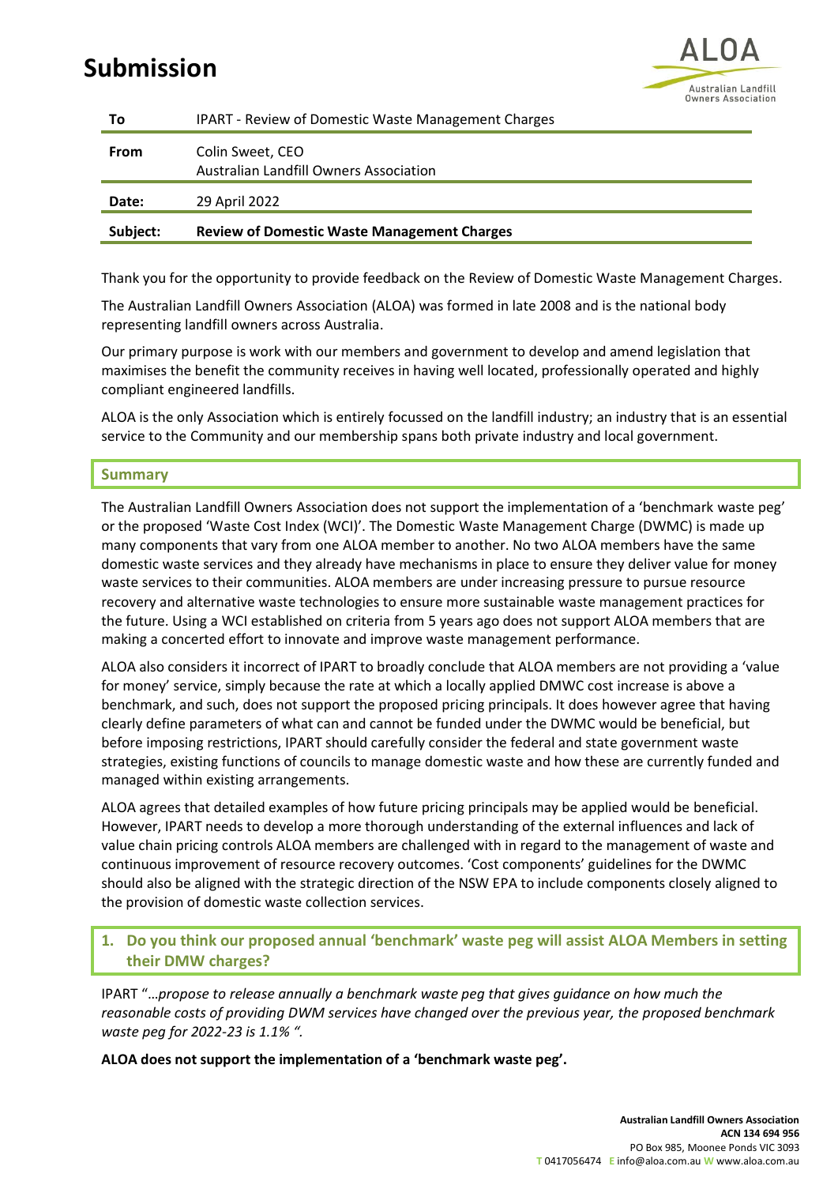# Submission

| | |
|---|---|
| **To** | IPART - Review of Domestic Waste Management Charges |
| **From** | Colin Sweet, CEO<br>Australian Landfill Owners Association |
| **Date:** | 29 April 2022 |
| **Subject:** | **Review of Domestic Waste Management Charges** |

Thank you for the opportunity to provide feedback on the Review of Domestic Waste Management Charges.

The Australian Landfill Owners Association (ALOA) was formed in late 2008 and is the national body representing landfill owners across Australia.

Our primary purpose is work with our members and government to develop and amend legislation that maximises the benefit the community receives in having well located, professionally operated and highly compliant engineered landfills.

ALOA is the only Association which is entirely focussed on the landfill industry; an industry that is an essential service to the Community and our membership spans both private industry and local government.

## Summary

The Australian Landfill Owners Association does not support the implementation of a 'benchmark waste peg' or the proposed 'Waste Cost Index (WCI)'. The Domestic Waste Management Charge (DWMC) is made up many components that vary from one ALOA member to another. No two ALOA members have the same domestic waste services and they already have mechanisms in place to ensure they deliver value for money waste services to their communities. ALOA members are under increasing pressure to pursue resource recovery and alternative waste technologies to ensure more sustainable waste management practices for the future. Using a WCI established on criteria from 5 years ago does not support ALOA members that are making a concerted effort to innovate and improve waste management performance.

ALOA also considers it incorrect of IPART to broadly conclude that ALOA members are not providing a 'value for money' service, simply because the rate at which a locally applied DMWC cost increase is above a benchmark, and such, does not support the proposed pricing principals. It does however agree that having clearly define parameters of what can and cannot be funded under the DWMC would be beneficial, but before imposing restrictions, IPART should carefully consider the federal and state government waste strategies, existing functions of councils to manage domestic waste and how these are currently funded and managed within existing arrangements.

ALOA agrees that detailed examples of how future pricing principals may be applied would be beneficial. However, IPART needs to develop a more thorough understanding of the external influences and lack of value chain pricing controls ALOA members are challenged with in regard to the management of waste and continuous improvement of resource recovery outcomes. 'Cost components' guidelines for the DWMC should also be aligned with the strategic direction of the NSW EPA to include components closely aligned to the provision of domestic waste collection services.

## 1. Do you think our proposed annual 'benchmark' waste peg will assist ALOA Members in setting their DMW charges?

IPART "*…propose to release annually a benchmark waste peg that gives guidance on how much the reasonable costs of providing DWM services have changed over the previous year, the proposed benchmark waste peg for 2022-23 is 1.1% ".*

**ALOA does not support the implementation of a 'benchmark waste peg'.**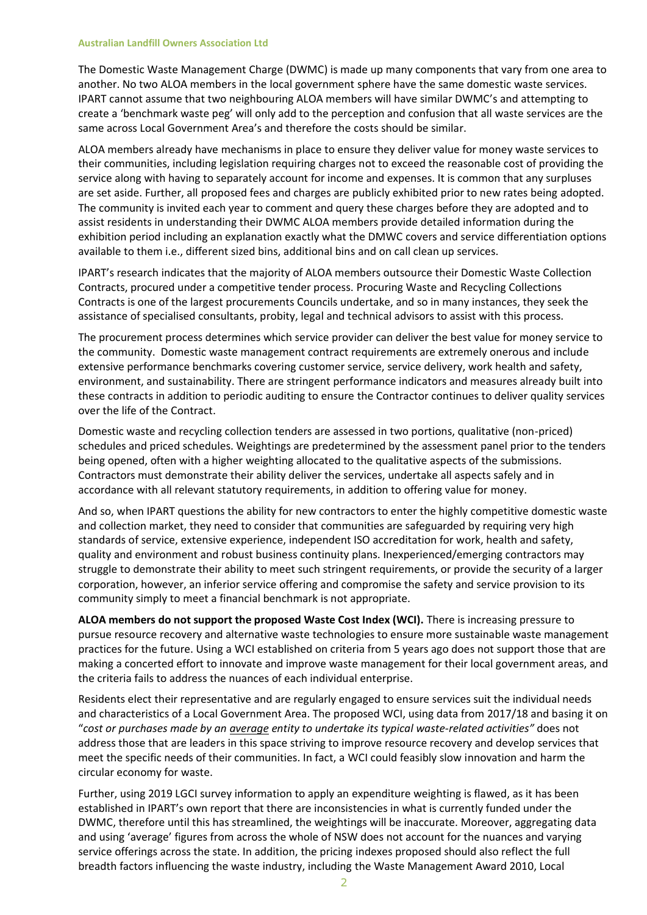The Domestic Waste Management Charge (DWMC) is made up many components that vary from one area to another. No two ALOA members in the local government sphere have the same domestic waste services. IPART cannot assume that two neighbouring ALOA members will have similar DWMC's and attempting to create a 'benchmark waste peg' will only add to the perception and confusion that all waste services are the same across Local Government Area's and therefore the costs should be similar.

ALOA members already have mechanisms in place to ensure they deliver value for money waste services to their communities, including legislation requiring charges not to exceed the reasonable cost of providing the service along with having to separately account for income and expenses. It is common that any surpluses are set aside. Further, all proposed fees and charges are publicly exhibited prior to new rates being adopted. The community is invited each year to comment and query these charges before they are adopted and to assist residents in understanding their DWMC ALOA members provide detailed information during the exhibition period including an explanation exactly what the DMWC covers and service differentiation options available to them i.e., different sized bins, additional bins and on call clean up services.

IPART's research indicates that the majority of ALOA members outsource their Domestic Waste Collection Contracts, procured under a competitive tender process. Procuring Waste and Recycling Collections Contracts is one of the largest procurements Councils undertake, and so in many instances, they seek the assistance of specialised consultants, probity, legal and technical advisors to assist with this process.

The procurement process determines which service provider can deliver the best value for money service to the community. Domestic waste management contract requirements are extremely onerous and include extensive performance benchmarks covering customer service, service delivery, work health and safety, environment, and sustainability. There are stringent performance indicators and measures already built into these contracts in addition to periodic auditing to ensure the Contractor continues to deliver quality services over the life of the Contract.

Domestic waste and recycling collection tenders are assessed in two portions, qualitative (non-priced) schedules and priced schedules. Weightings are predetermined by the assessment panel prior to the tenders being opened, often with a higher weighting allocated to the qualitative aspects of the submissions. Contractors must demonstrate their ability deliver the services, undertake all aspects safely and in accordance with all relevant statutory requirements, in addition to offering value for money.

And so, when IPART questions the ability for new contractors to enter the highly competitive domestic waste and collection market, they need to consider that communities are safeguarded by requiring very high standards of service, extensive experience, independent ISO accreditation for work, health and safety, quality and environment and robust business continuity plans. Inexperienced/emerging contractors may struggle to demonstrate their ability to meet such stringent requirements, or provide the security of a larger corporation, however, an inferior service offering and compromise the safety and service provision to its community simply to meet a financial benchmark is not appropriate.

**ALOA members do not support the proposed Waste Cost Index (WCI).** There is increasing pressure to pursue resource recovery and alternative waste technologies to ensure more sustainable waste management practices for the future. Using a WCI established on criteria from 5 years ago does not support those that are making a concerted effort to innovate and improve waste management for their local government areas, and the criteria fails to address the nuances of each individual enterprise.

Residents elect their representative and are regularly engaged to ensure services suit the individual needs and characteristics of a Local Government Area. The proposed WCI, using data from 2017/18 and basing it on "*cost or purchases made by an average entity to undertake its typical waste-related activities"* does not address those that are leaders in this space striving to improve resource recovery and develop services that meet the specific needs of their communities. In fact, a WCI could feasibly slow innovation and harm the circular economy for waste.

Further, using 2019 LGCI survey information to apply an expenditure weighting is flawed, as it has been established in IPART's own report that there are inconsistencies in what is currently funded under the DWMC, therefore until this has streamlined, the weightings will be inaccurate. Moreover, aggregating data and using 'average' figures from across the whole of NSW does not account for the nuances and varying service offerings across the state. In addition, the pricing indexes proposed should also reflect the full breadth factors influencing the waste industry, including the Waste Management Award 2010, Local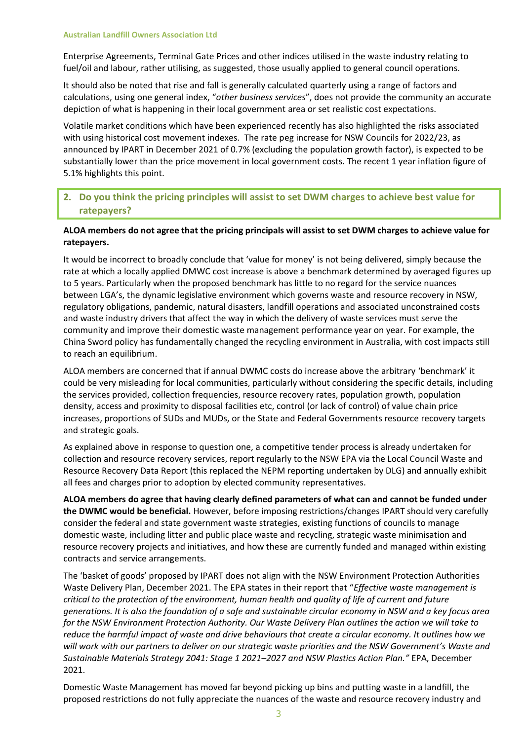Enterprise Agreements, Terminal Gate Prices and other indices utilised in the waste industry relating to fuel/oil and labour, rather utilising, as suggested, those usually applied to general council operations.

It should also be noted that rise and fall is generally calculated quarterly using a range of factors and calculations, using one general index, "*other business services*", does not provide the community an accurate depiction of what is happening in their local government area or set realistic cost expectations.

Volatile market conditions which have been experienced recently has also highlighted the risks associated with using historical cost movement indexes. The rate peg increase for NSW Councils for 2022/23, as announced by IPART in December 2021 of 0.7% (excluding the population growth factor), is expected to be substantially lower than the price movement in local government costs. The recent 1 year inflation figure of 5.1% highlights this point.

## 2. Do you think the pricing principles will assist to set DWM charges to achieve best value for ratepayers?

**ALOA members do not agree that the pricing principals will assist to set DWM charges to achieve value for ratepayers.**

It would be incorrect to broadly conclude that 'value for money' is not being delivered, simply because the rate at which a locally applied DMWC cost increase is above a benchmark determined by averaged figures up to 5 years. Particularly when the proposed benchmark has little to no regard for the service nuances between LGA's, the dynamic legislative environment which governs waste and resource recovery in NSW, regulatory obligations, pandemic, natural disasters, landfill operations and associated unconstrained costs and waste industry drivers that affect the way in which the delivery of waste services must serve the community and improve their domestic waste management performance year on year. For example, the China Sword policy has fundamentally changed the recycling environment in Australia, with cost impacts still to reach an equilibrium.

ALOA members are concerned that if annual DWMC costs do increase above the arbitrary 'benchmark' it could be very misleading for local communities, particularly without considering the specific details, including the services provided, collection frequencies, resource recovery rates, population growth, population density, access and proximity to disposal facilities etc, control (or lack of control) of value chain price increases, proportions of SUDs and MUDs, or the State and Federal Governments resource recovery targets and strategic goals.

As explained above in response to question one, a competitive tender process is already undertaken for collection and resource recovery services, report regularly to the NSW EPA via the Local Council Waste and Resource Recovery Data Report (this replaced the NEPM reporting undertaken by DLG) and annually exhibit all fees and charges prior to adoption by elected community representatives.

**ALOA members do agree that having clearly defined parameters of what can and cannot be funded under the DWMC would be beneficial.** However, before imposing restrictions/changes IPART should very carefully consider the federal and state government waste strategies, existing functions of councils to manage domestic waste, including litter and public place waste and recycling, strategic waste minimisation and resource recovery projects and initiatives, and how these are currently funded and managed within existing contracts and service arrangements.

The 'basket of goods' proposed by IPART does not align with the NSW Environment Protection Authorities Waste Delivery Plan, December 2021. The EPA states in their report that "*Effective waste management is critical to the protection of the environment, human health and quality of life of current and future generations. It is also the foundation of a safe and sustainable circular economy in NSW and a key focus area for the NSW Environment Protection Authority. Our Waste Delivery Plan outlines the action we will take to reduce the harmful impact of waste and drive behaviours that create a circular economy. It outlines how we will work with our partners to deliver on our strategic waste priorities and the NSW Government's Waste and Sustainable Materials Strategy 2041: Stage 1 2021–2027 and NSW Plastics Action Plan."* EPA, December 2021.

Domestic Waste Management has moved far beyond picking up bins and putting waste in a landfill, the proposed restrictions do not fully appreciate the nuances of the waste and resource recovery industry and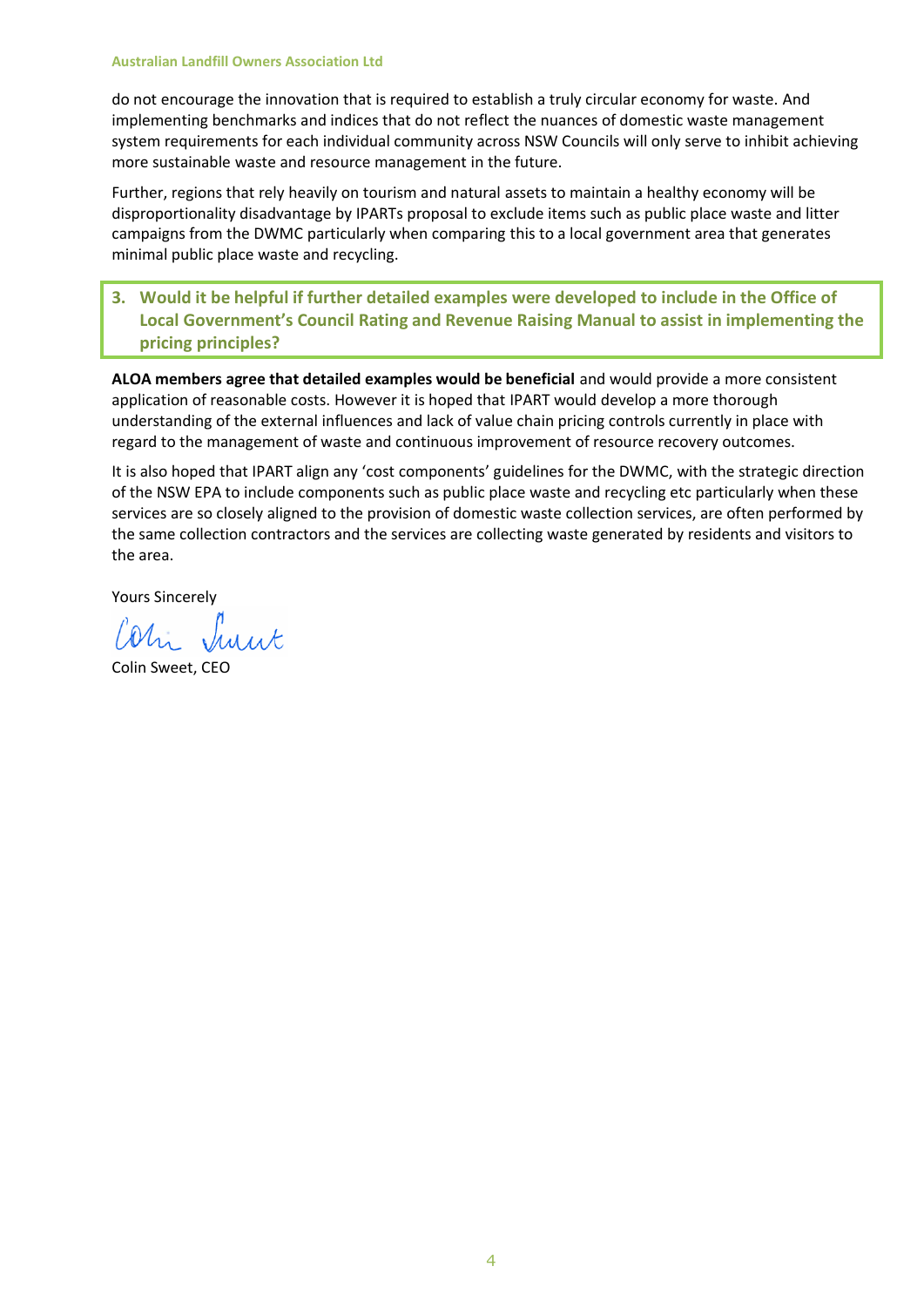do not encourage the innovation that is required to establish a truly circular economy for waste. And implementing benchmarks and indices that do not reflect the nuances of domestic waste management system requirements for each individual community across NSW Councils will only serve to inhibit achieving more sustainable waste and resource management in the future.

Further, regions that rely heavily on tourism and natural assets to maintain a healthy economy will be disproportionality disadvantage by IPARTs proposal to exclude items such as public place waste and litter campaigns from the DWMC particularly when comparing this to a local government area that generates minimal public place waste and recycling.

### 3. Would it be helpful if further detailed examples were developed to include in the Office of Local Government's Council Rating and Revenue Raising Manual to assist in implementing the pricing principles?

**ALOA members agree that detailed examples would be beneficial** and would provide a more consistent application of reasonable costs. However it is hoped that IPART would develop a more thorough understanding of the external influences and lack of value chain pricing controls currently in place with regard to the management of waste and continuous improvement of resource recovery outcomes.

It is also hoped that IPART align any 'cost components' guidelines for the DWMC, with the strategic direction of the NSW EPA to include components such as public place waste and recycling etc particularly when these services are so closely aligned to the provision of domestic waste collection services, are often performed by the same collection contractors and the services are collecting waste generated by residents and visitors to the area.

Yours Sincerely

Colin Sweet, CEO